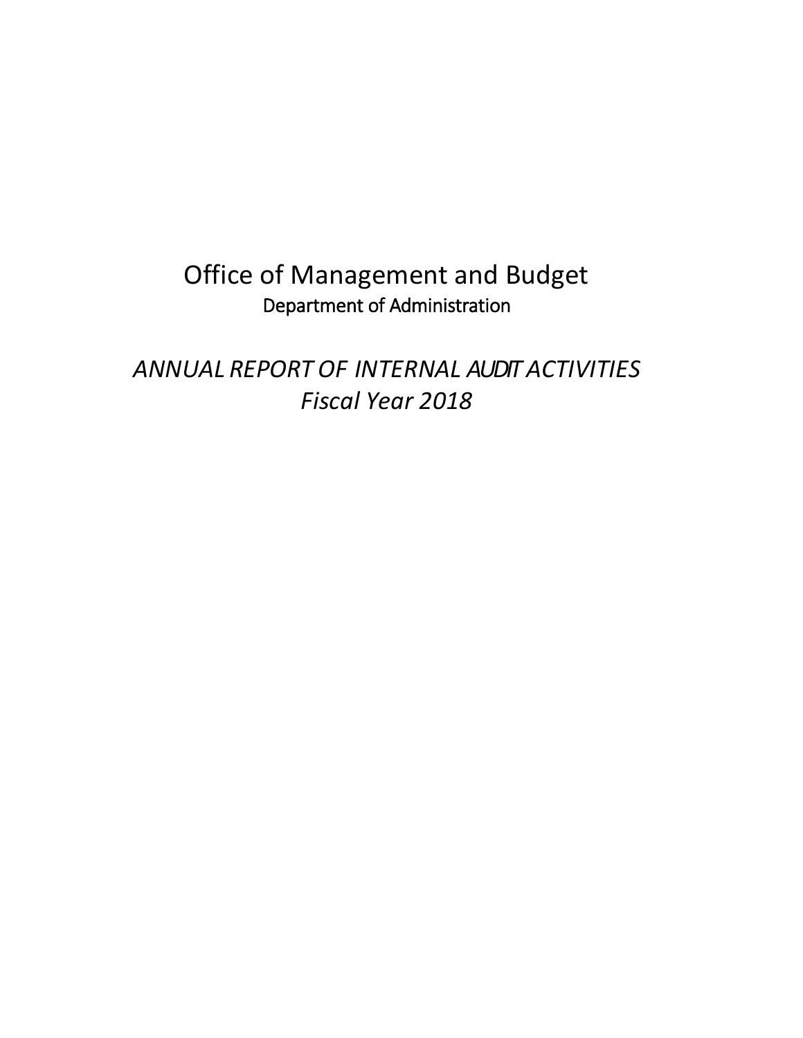# Office of Management and Budget

## Department of Administration

## *ANNUAL REPORT OF INTERNAL AUDIT ACTIVITIES*

## *Fiscal Year 2018*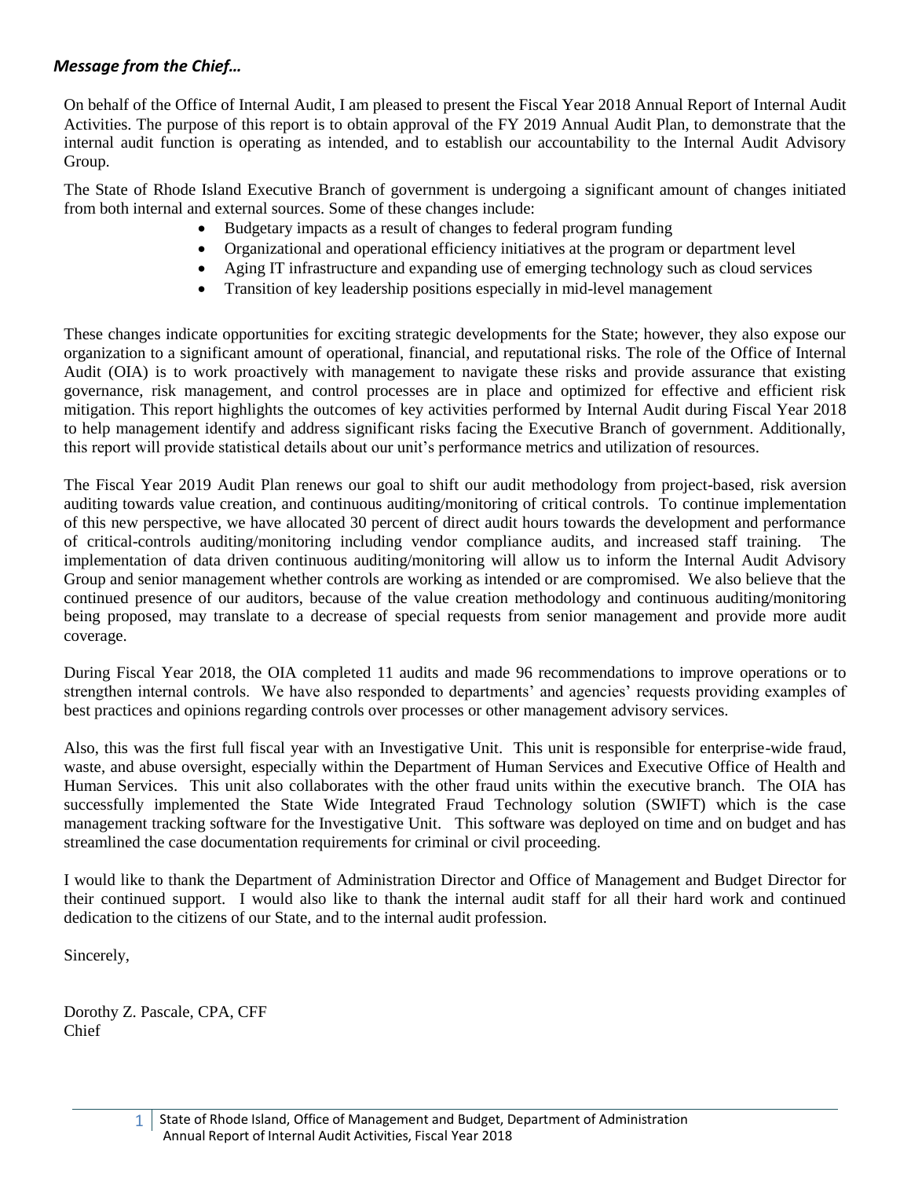## *Message from the Chief…*

On behalf of the Office of Internal Audit, I am pleased to present the Fiscal Year 2018 Annual Report of Internal Audit Activities. The purpose of this report is to obtain approval of the FY 2019 Annual Audit Plan, to demonstrate that the internal audit function is operating as intended, and to establish our accountability to the Internal Audit Advisory Group.

The State of Rhode Island Executive Branch of government is undergoing a significant amount of changes initiated from both internal and external sources. Some of these changes include:

- Budgetary impacts as a result of changes to federal program funding
- Organizational and operational efficiency initiatives at the program or department level
- Aging IT infrastructure and expanding use of emerging technology such as cloud services
- Transition of key leadership positions especially in mid-level management

These changes indicate opportunities for exciting strategic developments for the State; however, they also expose our organization to a significant amount of operational, financial, and reputational risks. The role of the Office of Internal Audit (OIA) is to work proactively with management to navigate these risks and provide assurance that existing governance, risk management, and control processes are in place and optimized for effective and efficient risk mitigation. This report highlights the outcomes of key activities performed by Internal Audit during Fiscal Year 2018 to help management identify and address significant risks facing the Executive Branch of government. Additionally, this report will provide statistical details about our unit's performance metrics and utilization of resources.

The Fiscal Year 2019 Audit Plan renews our goal to shift our audit methodology from project-based, risk aversion auditing towards value creation, and continuous auditing/monitoring of critical controls. To continue implementation of this new perspective, we have allocated 30 percent of direct audit hours towards the development and performance of critical-controls auditing/monitoring including vendor compliance audits, and increased staff training. The implementation of data driven continuous auditing/monitoring will allow us to inform the Internal Audit Advisory Group and senior management whether controls are working as intended or are compromised. We also believe that the continued presence of our auditors, because of the value creation methodology and continuous auditing/monitoring being proposed, may translate to a decrease of special requests from senior management and provide more audit coverage.

During Fiscal Year 2018, the OIA completed 11 audits and made 96 recommendations to improve operations or to strengthen internal controls. We have also responded to departments' and agencies' requests providing examples of best practices and opinions regarding controls over processes or other management advisory services.

Also, this was the first full fiscal year with an Investigative Unit. This unit is responsible for enterprise-wide fraud, waste, and abuse oversight, especially within the Department of Human Services and Executive Office of Health and Human Services. This unit also collaborates with the other fraud units within the executive branch. The OIA has successfully implemented the State Wide Integrated Fraud Technology solution (SWIFT) which is the case management tracking software for the Investigative Unit. This software was deployed on time and on budget and has streamlined the case documentation requirements for criminal or civil proceeding.

I would like to thank the Department of Administration Director and Office of Management and Budget Director for their continued support. I would also like to thank the internal audit staff for all their hard work and continued dedication to the citizens of our State, and to the internal audit profession.

Sincerely,

Dorothy Z. Pascale, CPA, CFF
Chief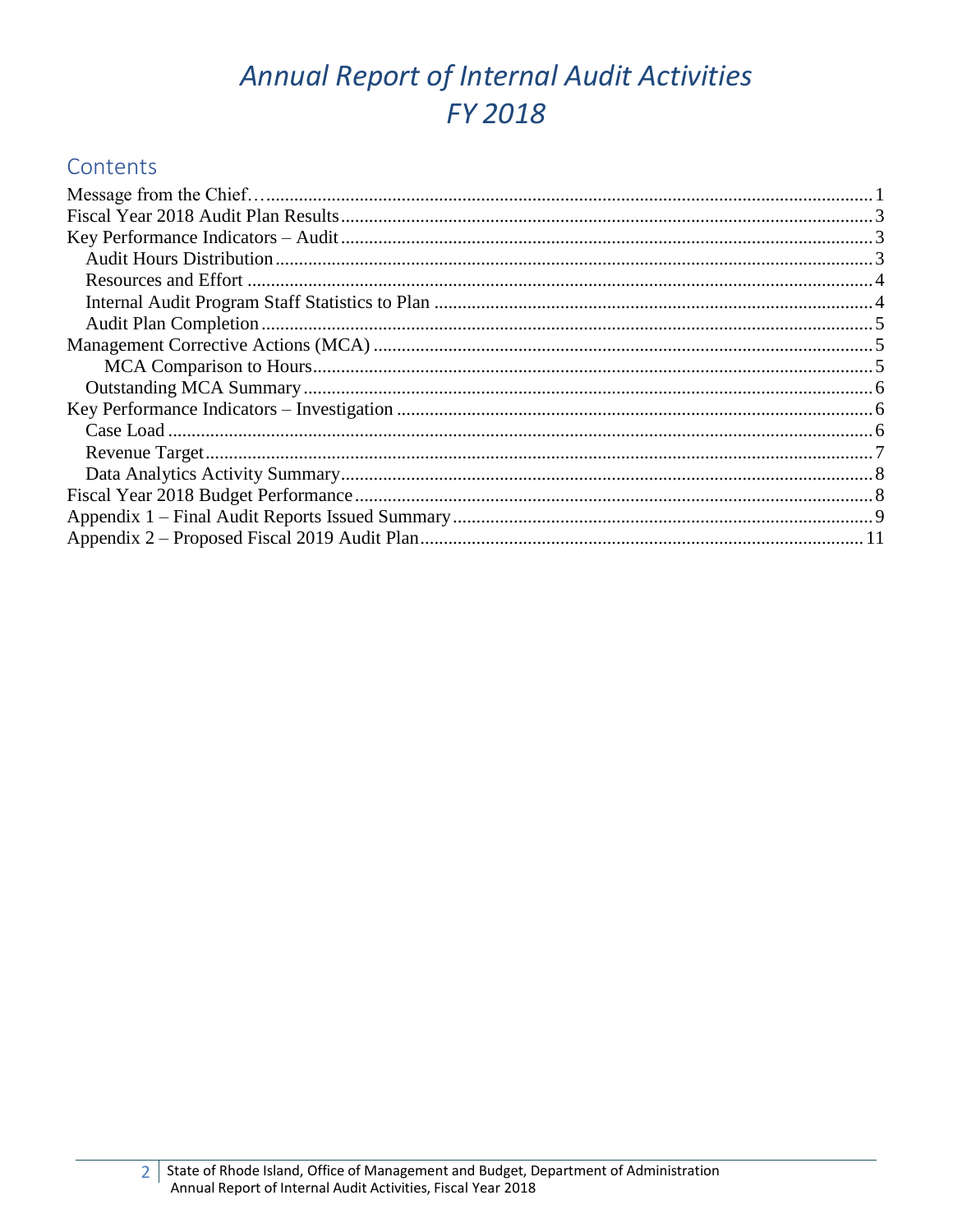# *Annual Report of Internal Audit Activities*
# *FY 2018*

## Contents

Message from the Chief… 1
Fiscal Year 2018 Audit Plan Results 3
Key Performance Indicators – Audit 3
 Audit Hours Distribution 3
 Resources and Effort 4
 Internal Audit Program Staff Statistics to Plan 4
 Audit Plan Completion 5
Management Corrective Actions (MCA) 5
  MCA Comparison to Hours 5
 Outstanding MCA Summary 6
Key Performance Indicators – Investigation 6
 Case Load 6
 Revenue Target 7
 Data Analytics Activity Summary 8
Fiscal Year 2018 Budget Performance 8
Appendix 1 – Final Audit Reports Issued Summary 9
Appendix 2 – Proposed Fiscal 2019 Audit Plan 11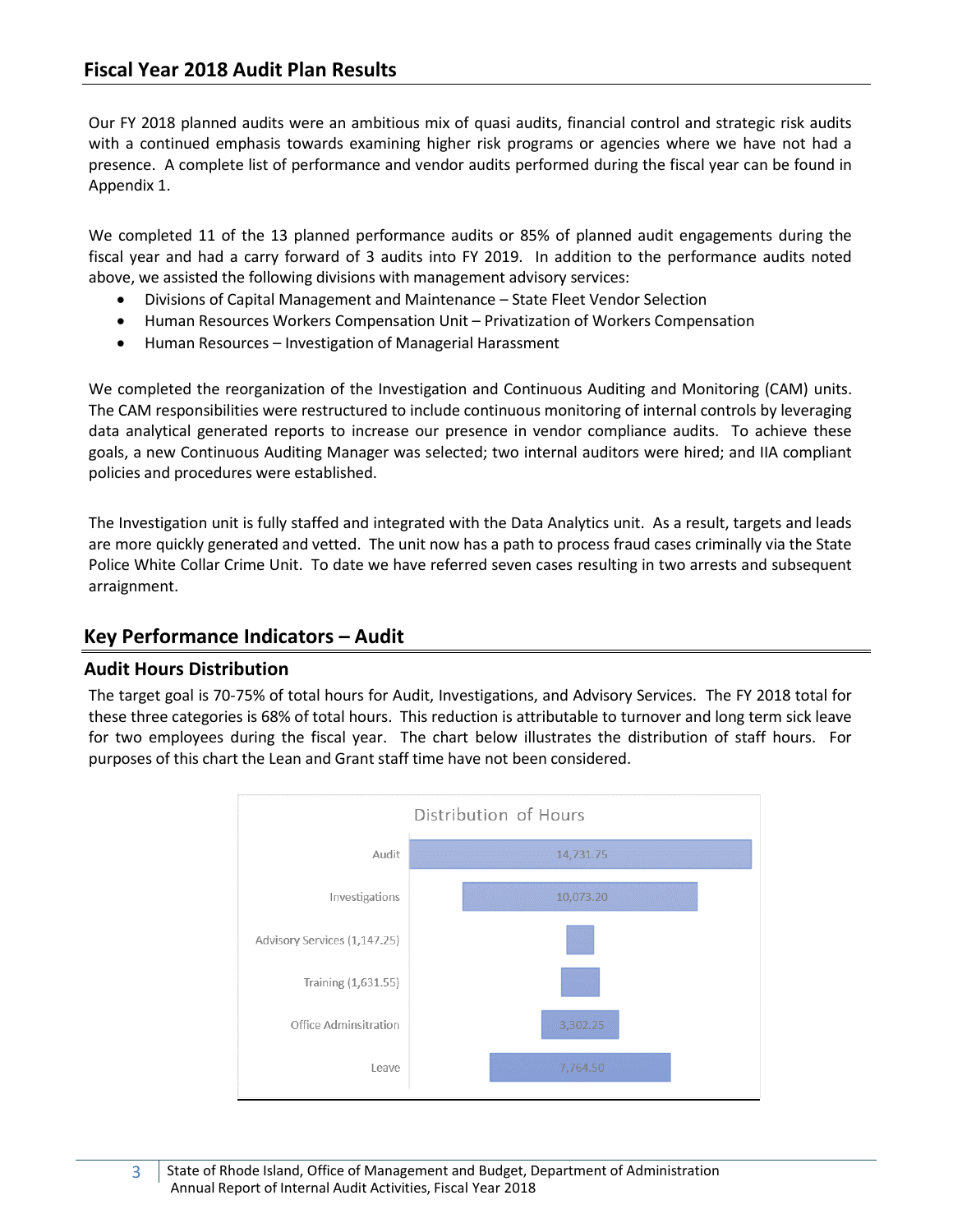## Fiscal Year 2018 Audit Plan Results

Our FY 2018 planned audits were an ambitious mix of quasi audits, financial control and strategic risk audits with a continued emphasis towards examining higher risk programs or agencies where we have not had a presence. A complete list of performance and vendor audits performed during the fiscal year can be found in Appendix 1.

We completed 11 of the 13 planned performance audits or 85% of planned audit engagements during the fiscal year and had a carry forward of 3 audits into FY 2019. In addition to the performance audits noted above, we assisted the following divisions with management advisory services:

- Divisions of Capital Management and Maintenance – State Fleet Vendor Selection
- Human Resources Workers Compensation Unit – Privatization of Workers Compensation
- Human Resources – Investigation of Managerial Harassment

We completed the reorganization of the Investigation and Continuous Auditing and Monitoring (CAM) units. The CAM responsibilities were restructured to include continuous monitoring of internal controls by leveraging data analytical generated reports to increase our presence in vendor compliance audits. To achieve these goals, a new Continuous Auditing Manager was selected; two internal auditors were hired; and IIA compliant policies and procedures were established.

The Investigation unit is fully staffed and integrated with the Data Analytics unit. As a result, targets and leads are more quickly generated and vetted. The unit now has a path to process fraud cases criminally via the State Police White Collar Crime Unit. To date we have referred seven cases resulting in two arrests and subsequent arraignment.

## Key Performance Indicators – Audit

### Audit Hours Distribution

The target goal is 70-75% of total hours for Audit, Investigations, and Advisory Services. The FY 2018 total for these three categories is 68% of total hours. This reduction is attributable to turnover and long term sick leave for two employees during the fiscal year. The chart below illustrates the distribution of staff hours. For purposes of this chart the Lean and Grant staff time have not been considered.

**Distribution of Hours**

| Category | Hours |
|---|---|
| Audit | 14,731.75 |
| Investigations | 10,073.20 |
| Advisory Services | 1,147.25 |
| Training | 1,631.55 |
| Office Adminsitration | 3,302.25 |
| Leave | 7,764.50 |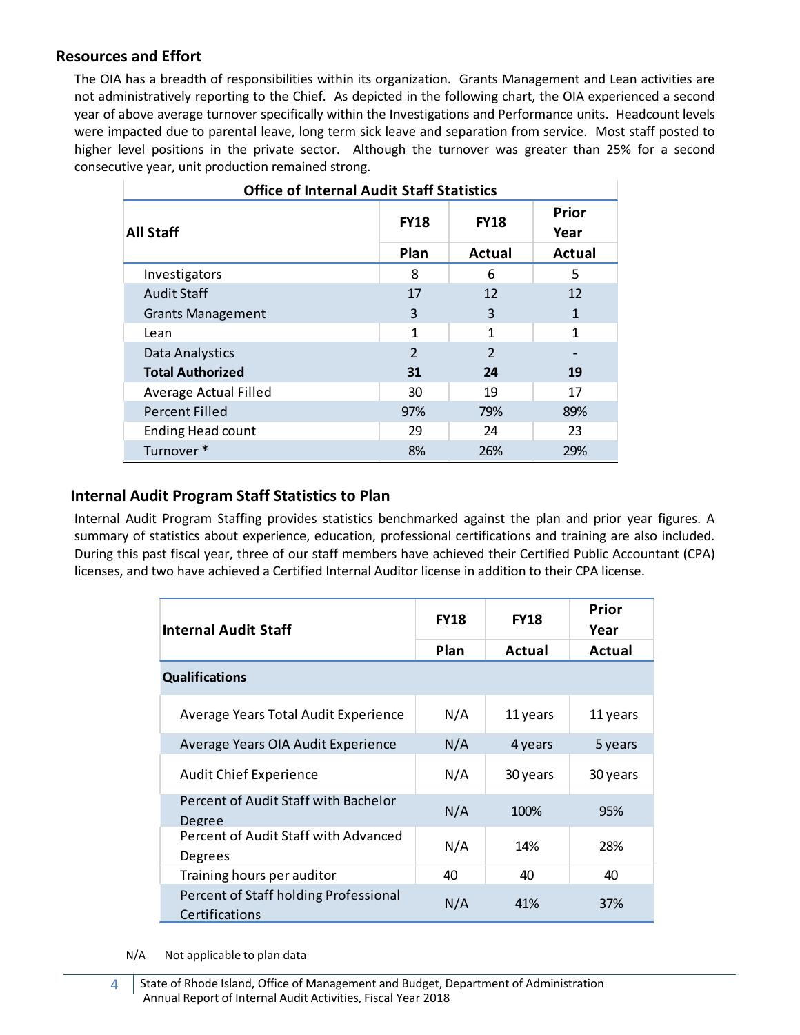## Resources and Effort

The OIA has a breadth of responsibilities within its organization. Grants Management and Lean activities are not administratively reporting to the Chief. As depicted in the following chart, the OIA experienced a second year of above average turnover specifically within the Investigations and Performance units. Headcount levels were impacted due to parental leave, long term sick leave and separation from service. Most staff posted to higher level positions in the private sector. Although the turnover was greater than 25% for a second consecutive year, unit production remained strong.

**Office of Internal Audit Staff Statistics**

| All Staff | FY18 Plan | FY18 Actual | Prior Year Actual |
|---|---|---|---|
| Investigators | 8 | 6 | 5 |
| Audit Staff | 17 | 12 | 12 |
| Grants Management | 3 | 3 | 1 |
| Lean | 1 | 1 | 1 |
| Data Analystics | 2 | 2 | - |
| **Total Authorized** | **31** | **24** | **19** |
| Average Actual Filled | 30 | 19 | 17 |
| Percent Filled | 97% | 79% | 89% |
| Ending Head count | 29 | 24 | 23 |
| Turnover * | 8% | 26% | 29% |

## Internal Audit Program Staff Statistics to Plan

Internal Audit Program Staffing provides statistics benchmarked against the plan and prior year figures. A summary of statistics about experience, education, professional certifications and training are also included. During this past fiscal year, three of our staff members have achieved their Certified Public Accountant (CPA) licenses, and two have achieved a Certified Internal Auditor license in addition to their CPA license.

| Internal Audit Staff | FY18 Plan | FY18 Actual | Prior Year Actual |
|---|---|---|---|
| **Qualifications** | | | |
| Average Years Total Audit Experience | N/A | 11 years | 11 years |
| Average Years OIA Audit Experience | N/A | 4 years | 5 years |
| Audit Chief Experience | N/A | 30 years | 30 years |
| Percent of Audit Staff with Bachelor Degree | N/A | 100% | 95% |
| Percent of Audit Staff with Advanced Degrees | N/A | 14% | 28% |
| Training hours per auditor | 40 | 40 | 40 |
| Percent of Staff holding Professional Certifications | N/A | 41% | 37% |

N/A Not applicable to plan data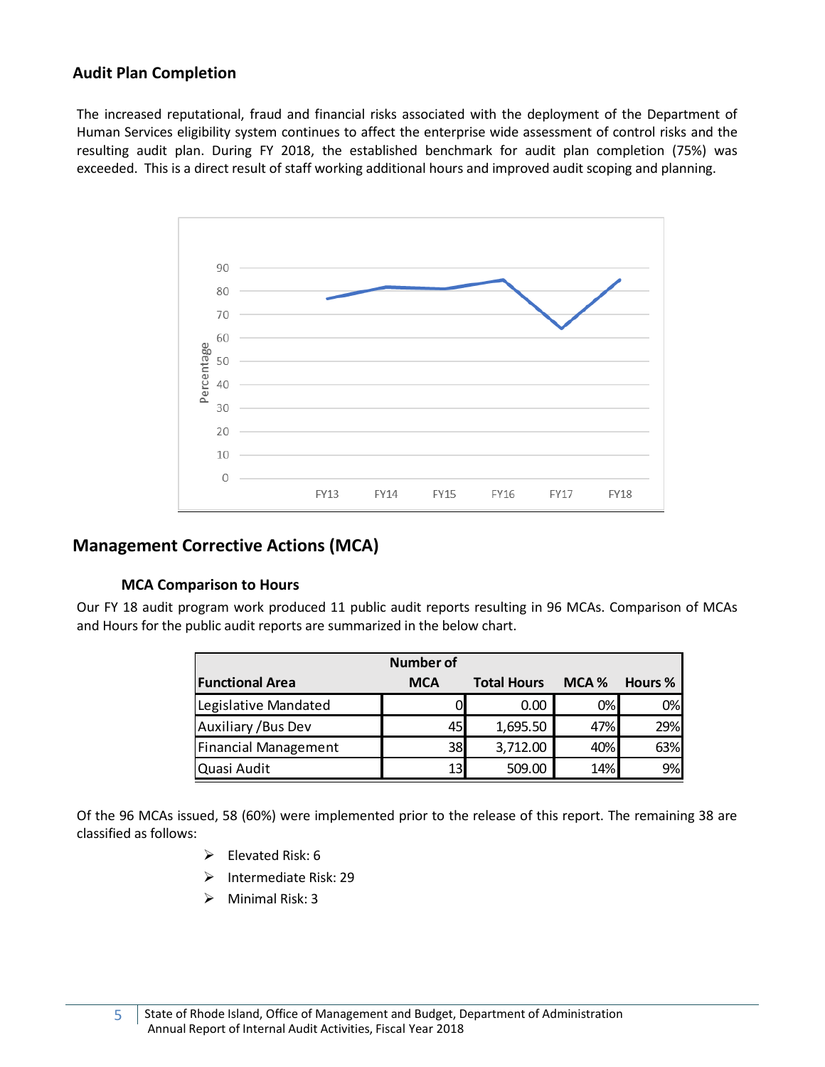## Audit Plan Completion

The increased reputational, fraud and financial risks associated with the deployment of the Department of Human Services eligibility system continues to affect the enterprise wide assessment of control risks and the resulting audit plan. During FY 2018, the established benchmark for audit plan completion (75%) was exceeded. This is a direct result of staff working additional hours and improved audit scoping and planning.

## Management Corrective Actions (MCA)

### MCA Comparison to Hours

Our FY 18 audit program work produced 11 public audit reports resulting in 96 MCAs. Comparison of MCAs and Hours for the public audit reports are summarized in the below chart.

| Functional Area | Number of MCA | Total Hours | MCA % | Hours % |
|---|---|---|---|---|
| Legislative Mandated | 0 | 0.00 | 0% | 0% |
| Auxiliary /Bus Dev | 45 | 1,695.50 | 47% | 29% |
| Financial Management | 38 | 3,712.00 | 40% | 63% |
| Quasi Audit | 13 | 509.00 | 14% | 9% |

Of the 96 MCAs issued, 58 (60%) were implemented prior to the release of this report. The remaining 38 are classified as follows:

- Elevated Risk: 6
- Intermediate Risk: 29
- Minimal Risk: 3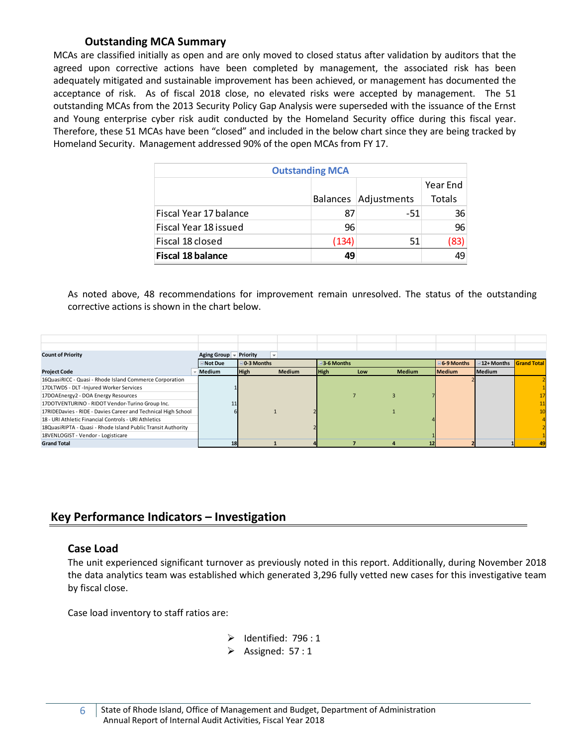### Outstanding MCA Summary

MCAs are classified initially as open and are only moved to closed status after validation by auditors that the agreed upon corrective actions have been completed by management, the associated risk has been adequately mitigated and sustainable improvement has been achieved, or management has documented the acceptance of risk. As of fiscal 2018 close, no elevated risks were accepted by management. The 51 outstanding MCAs from the 2013 Security Policy Gap Analysis were superseded with the issuance of the Ernst and Young enterprise cyber risk audit conducted by the Homeland Security office during this fiscal year. Therefore, these 51 MCAs have been "closed" and included in the below chart since they are being tracked by Homeland Security. Management addressed 90% of the open MCAs from FY 17.

| Outstanding MCA | | | |
|---|---|---|---|
| | Balances | Adjustments | Year End Totals |
| Fiscal Year 17 balance | 87 | -51 | 36 |
| Fiscal Year 18 issued | 96 | | 96 |
| Fiscal 18 closed | (134) | 51 | (83) |
| **Fiscal 18 balance** | **49** | | 49 |

As noted above, 48 recommendations for improvement remain unresolved. The status of the outstanding corrective actions is shown in the chart below.

| Count of Priority | Aging Group / Priority | | | | | | | | |
|---|---|---|---|---|---|---|---|---|---|
| | Not Due | 0-3 Months | | 3-6 Months | | | 6-9 Months | 12+ Months | Grand Total |
| Project Code | Medium | High | Medium | High | Low | Medium | Medium | Medium | |
| 16QuasiRICC - Quasi - Rhode Island Commerce Corporation | | | | | | | 2 | | 2 |
| 17DLTWDS - DLT -Injured Worker Services | 1 | | | | | | | | 1 |
| 17DOAEnergy2 - DOA Energy Resources | | | | 7 | 3 | 7 | | | 17 |
| 17DOTVENTURINO - RIDOT Vendor-Turino Group Inc. | 11 | | | | | | | | 11 |
| 17RIDEDavies - RIDE - Davies Career and Technical High School | 6 | 1 | 2 | | 1 | | | | 10 |
| 18 - URI Athletic Financial Controls - URI Athletics | | | | | | 4 | | | 4 |
| 18QuasiRIPTA - Quasi - Rhode Island Public Transit Authority | | | 2 | | | | | | 2 |
| 18VENLOGIST - Vendor - Logisticare | | | | | | 1 | | | 1 |
| **Grand Total** | **18** | **1** | **4** | **7** | **4** | **12** | **2** | **1** | **49** |

## Key Performance Indicators – Investigation

### Case Load

The unit experienced significant turnover as previously noted in this report. Additionally, during November 2018 the data analytics team was established which generated 3,296 fully vetted new cases for this investigative team by fiscal close.

Case load inventory to staff ratios are:

- Identified: 796 : 1
- Assigned: 57 : 1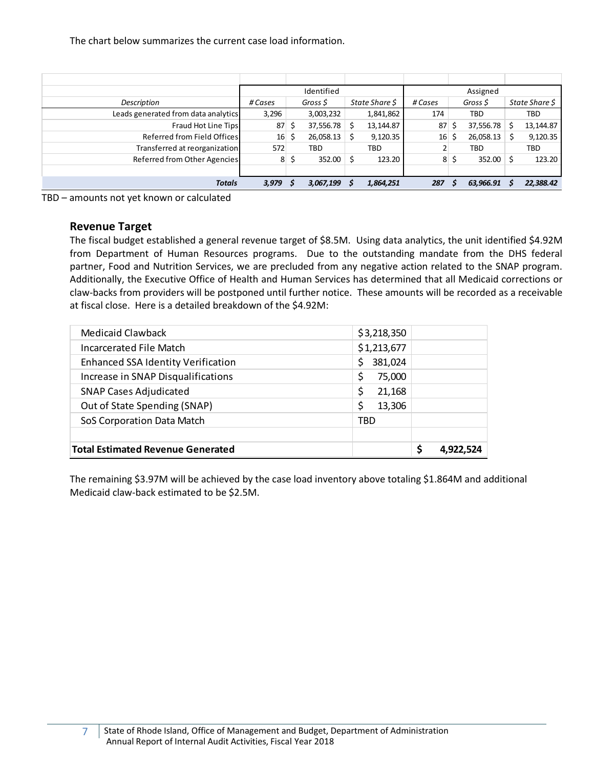The chart below summarizes the current case load information.

| Description | Identified | | | Assigned | | |
|---|---|---|---|---|---|---|
| | *# Cases* | *Gross $* | *State Share $* | *# Cases* | *Gross $* | *State Share $* |
| Leads generated from data analytics | 3,296 | 3,003,232 | 1,841,862 | 174 | TBD | TBD |
| Fraud Hot Line Tips | 87 | $ 37,556.78 | $ 13,144.87 | 87 | $ 37,556.78 | $ 13,144.87 |
| Referred from Field Offices | 16 | $ 26,058.13 | $ 9,120.35 | 16 | $ 26,058.13 | $ 9,120.35 |
| Transferred at reorganization | 572 | TBD | TBD | 2 | TBD | TBD |
| Referred from Other Agencies | 8 | $ 352.00 | $ 123.20 | 8 | $ 352.00 | $ 123.20 |
| ***Totals*** | ***3,979*** | ***$ 3,067,199*** | ***$ 1,864,251*** | ***287*** | ***$ 63,966.91*** | ***$ 22,388.42*** |

TBD – amounts not yet known or calculated

## Revenue Target

The fiscal budget established a general revenue target of $8.5M. Using data analytics, the unit identified $4.92M from Department of Human Resources programs. Due to the outstanding mandate from the DHS federal partner, Food and Nutrition Services, we are precluded from any negative action related to the SNAP program. Additionally, the Executive Office of Health and Human Services has determined that all Medicaid corrections or claw-backs from providers will be postponed until further notice. These amounts will be recorded as a receivable at fiscal close. Here is a detailed breakdown of the $4.92M:

| | | |
|---|---|---|
| Medicaid Clawback | $3,218,350 | |
| Incarcerated File Match | $1,213,677 | |
| Enhanced SSA Identity Verification | $ 381,024 | |
| Increase in SNAP Disqualifications | $ 75,000 | |
| SNAP Cases Adjudicated | $ 21,168 | |
| Out of State Spending (SNAP) | $ 13,306 | |
| SoS Corporation Data Match | TBD | |
| **Total Estimated Revenue Generated** | | **$ 4,922,524** |

The remaining $3.97M will be achieved by the case load inventory above totaling $1.864M and additional Medicaid claw-back estimated to be $2.5M.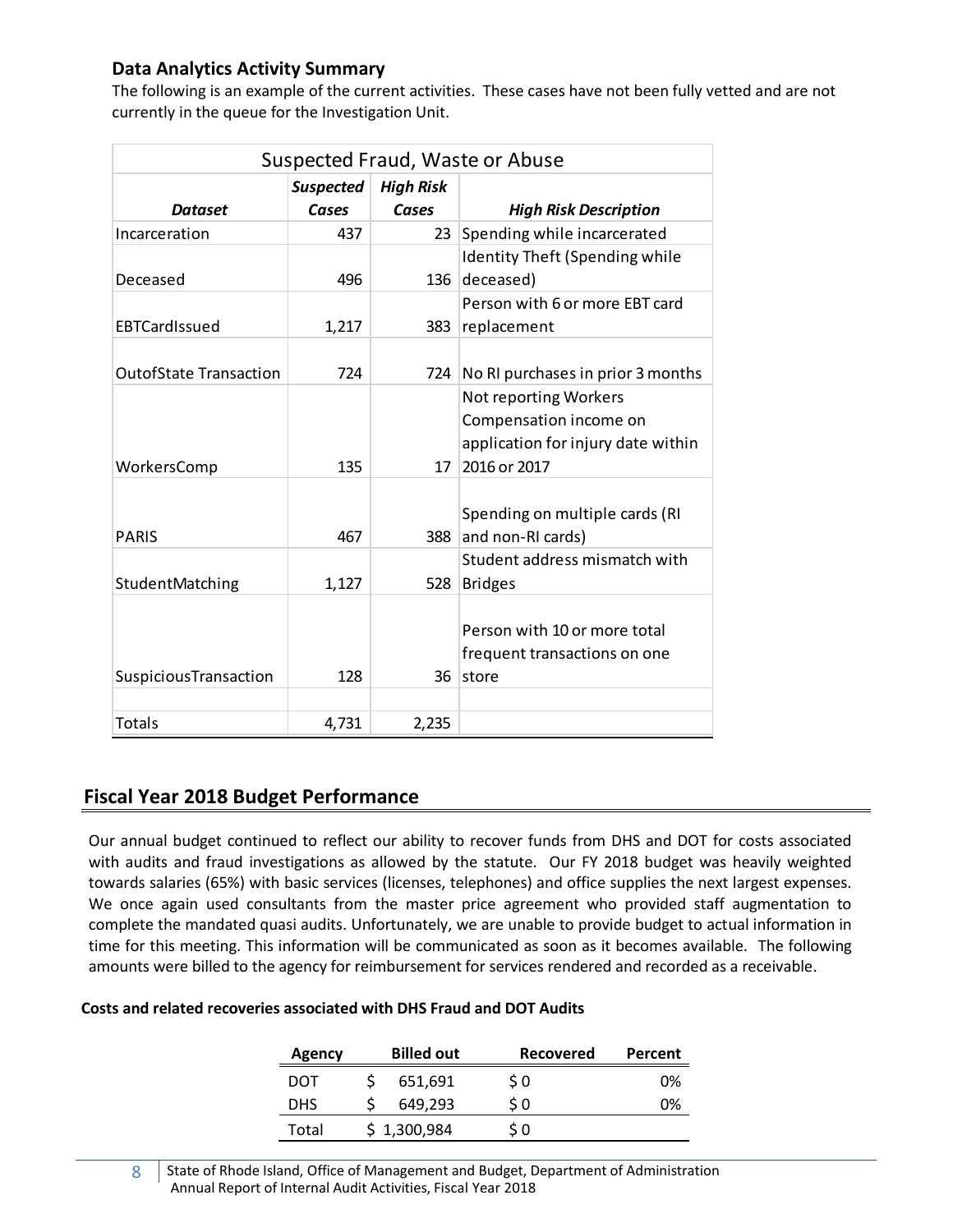### Data Analytics Activity Summary

The following is an example of the current activities. These cases have not been fully vetted and are not currently in the queue for the Investigation Unit.

| Suspected Fraud, Waste or Abuse | | | |
|---|---|---|---|
| ***Dataset*** | ***Suspected Cases*** | ***High Risk Cases*** | ***High Risk Description*** |
| Incarceration | 437 | 23 | Spending while incarcerated |
| Deceased | 496 | 136 | Identity Theft (Spending while deceased) |
| EBTCardIssued | 1,217 | 383 | Person with 6 or more EBT card replacement |
| OutofState Transaction | 724 | 724 | No RI purchases in prior 3 months |
| WorkersComp | 135 | 17 | Not reporting Workers Compensation income on application for injury date within 2016 or 2017 |
| PARIS | 467 | 388 | Spending on multiple cards (RI and non-RI cards) |
| StudentMatching | 1,127 | 528 | Student address mismatch with Bridges |
| SuspiciousTransaction | 128 | 36 | Person with 10 or more total frequent transactions on one store |
| | | | |
| Totals | 4,731 | 2,235 | |

## Fiscal Year 2018 Budget Performance

Our annual budget continued to reflect our ability to recover funds from DHS and DOT for costs associated with audits and fraud investigations as allowed by the statute. Our FY 2018 budget was heavily weighted towards salaries (65%) with basic services (licenses, telephones) and office supplies the next largest expenses. We once again used consultants from the master price agreement who provided staff augmentation to complete the mandated quasi audits. Unfortunately, we are unable to provide budget to actual information in time for this meeting. This information will be communicated as soon as it becomes available. The following amounts were billed to the agency for reimbursement for services rendered and recorded as a receivable.

**Costs and related recoveries associated with DHS Fraud and DOT Audits**

| Agency | Billed out | Recovered | Percent |
|---|---|---|---|
| DOT | $ 651,691 | $ 0 | 0% |
| DHS | $ 649,293 | $ 0 | 0% |
| Total | $ 1,300,984 | $ 0 | |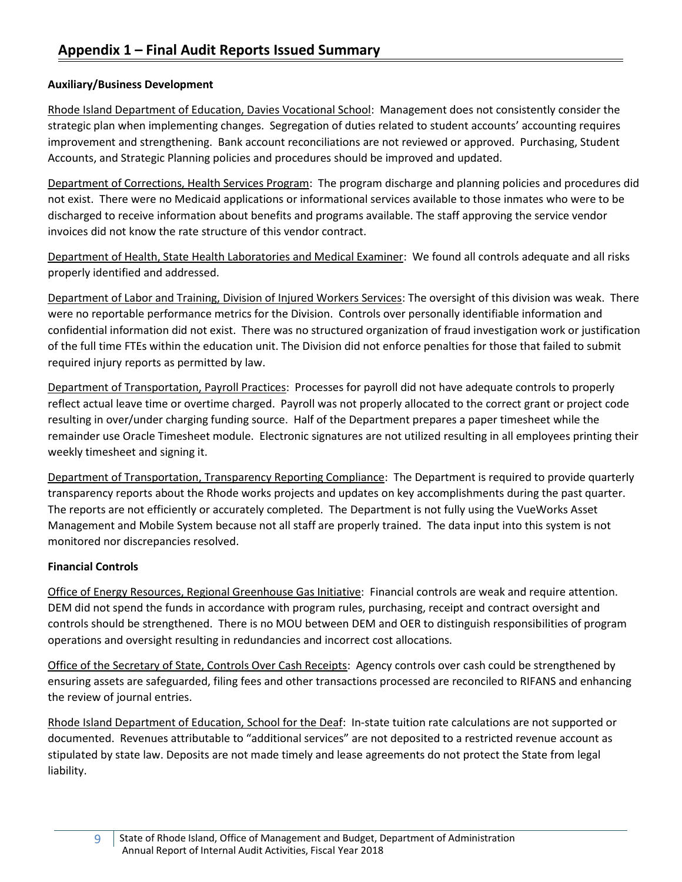## Appendix 1 – Final Audit Reports Issued Summary

**Auxiliary/Business Development**

Rhode Island Department of Education, Davies Vocational School: Management does not consistently consider the strategic plan when implementing changes. Segregation of duties related to student accounts' accounting requires improvement and strengthening. Bank account reconciliations are not reviewed or approved. Purchasing, Student Accounts, and Strategic Planning policies and procedures should be improved and updated.

Department of Corrections, Health Services Program: The program discharge and planning policies and procedures did not exist. There were no Medicaid applications or informational services available to those inmates who were to be discharged to receive information about benefits and programs available. The staff approving the service vendor invoices did not know the rate structure of this vendor contract.

Department of Health, State Health Laboratories and Medical Examiner: We found all controls adequate and all risks properly identified and addressed.

Department of Labor and Training, Division of Injured Workers Services: The oversight of this division was weak. There were no reportable performance metrics for the Division. Controls over personally identifiable information and confidential information did not exist. There was no structured organization of fraud investigation work or justification of the full time FTEs within the education unit. The Division did not enforce penalties for those that failed to submit required injury reports as permitted by law.

Department of Transportation, Payroll Practices: Processes for payroll did not have adequate controls to properly reflect actual leave time or overtime charged. Payroll was not properly allocated to the correct grant or project code resulting in over/under charging funding source. Half of the Department prepares a paper timesheet while the remainder use Oracle Timesheet module. Electronic signatures are not utilized resulting in all employees printing their weekly timesheet and signing it.

Department of Transportation, Transparency Reporting Compliance: The Department is required to provide quarterly transparency reports about the Rhode works projects and updates on key accomplishments during the past quarter. The reports are not efficiently or accurately completed. The Department is not fully using the VueWorks Asset Management and Mobile System because not all staff are properly trained. The data input into this system is not monitored nor discrepancies resolved.

**Financial Controls**

Office of Energy Resources, Regional Greenhouse Gas Initiative: Financial controls are weak and require attention. DEM did not spend the funds in accordance with program rules, purchasing, receipt and contract oversight and controls should be strengthened. There is no MOU between DEM and OER to distinguish responsibilities of program operations and oversight resulting in redundancies and incorrect cost allocations.

Office of the Secretary of State, Controls Over Cash Receipts: Agency controls over cash could be strengthened by ensuring assets are safeguarded, filing fees and other transactions processed are reconciled to RIFANS and enhancing the review of journal entries.

Rhode Island Department of Education, School for the Deaf: In-state tuition rate calculations are not supported or documented. Revenues attributable to "additional services" are not deposited to a restricted revenue account as stipulated by state law. Deposits are not made timely and lease agreements do not protect the State from legal liability.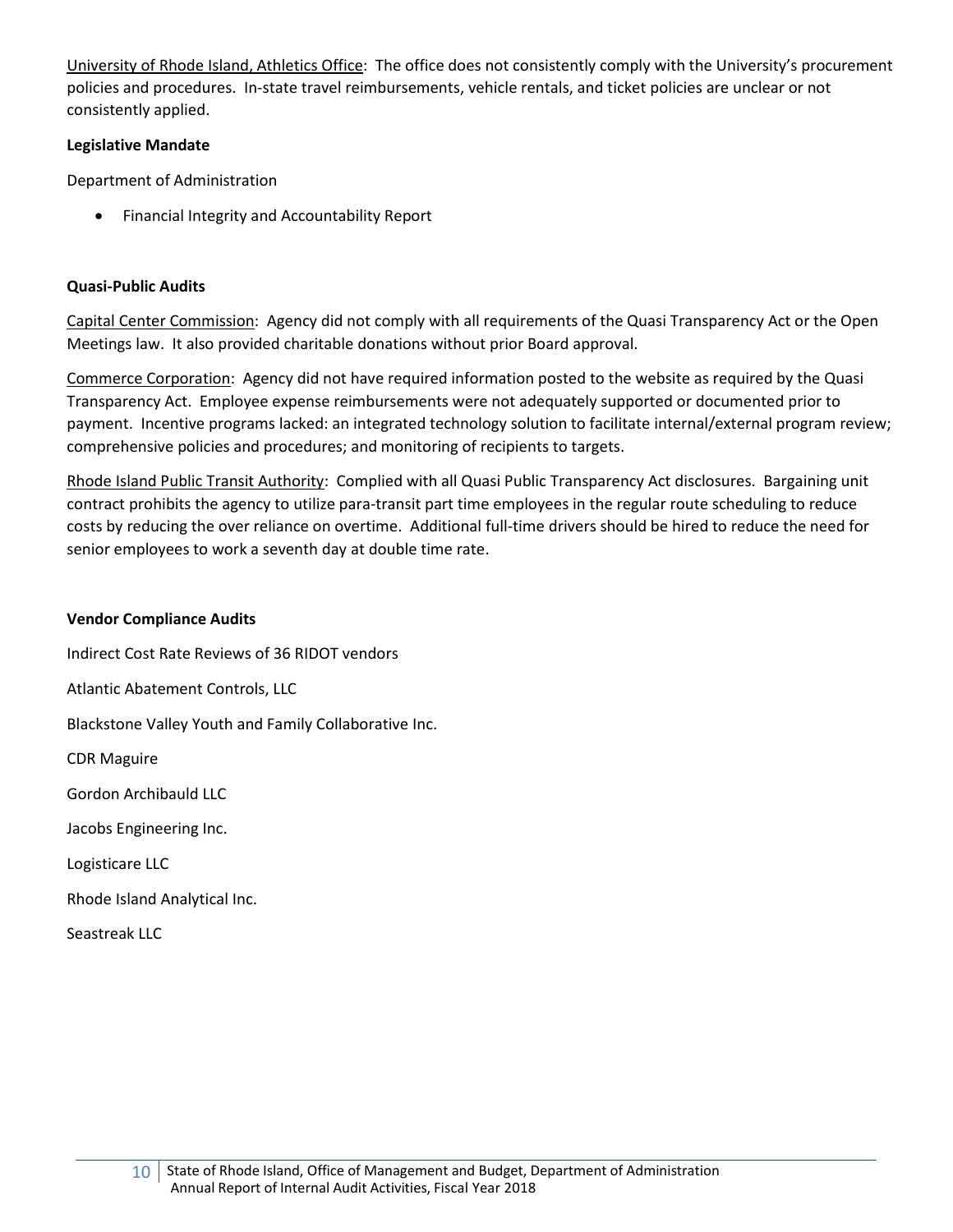<u>University of Rhode Island, Athletics Office</u>: The office does not consistently comply with the University's procurement policies and procedures. In-state travel reimbursements, vehicle rentals, and ticket policies are unclear or not consistently applied.

**Legislative Mandate**

Department of Administration

- Financial Integrity and Accountability Report

**Quasi-Public Audits**

<u>Capital Center Commission</u>: Agency did not comply with all requirements of the Quasi Transparency Act or the Open Meetings law. It also provided charitable donations without prior Board approval.

<u>Commerce Corporation</u>: Agency did not have required information posted to the website as required by the Quasi Transparency Act. Employee expense reimbursements were not adequately supported or documented prior to payment. Incentive programs lacked: an integrated technology solution to facilitate internal/external program review; comprehensive policies and procedures; and monitoring of recipients to targets.

<u>Rhode Island Public Transit Authority</u>: Complied with all Quasi Public Transparency Act disclosures. Bargaining unit contract prohibits the agency to utilize para-transit part time employees in the regular route scheduling to reduce costs by reducing the over reliance on overtime. Additional full-time drivers should be hired to reduce the need for senior employees to work a seventh day at double time rate.

**Vendor Compliance Audits**

Indirect Cost Rate Reviews of 36 RIDOT vendors

Atlantic Abatement Controls, LLC

Blackstone Valley Youth and Family Collaborative Inc.

CDR Maguire

Gordon Archibauld LLC

Jacobs Engineering Inc.

Logisticare LLC

Rhode Island Analytical Inc.

Seastreak LLC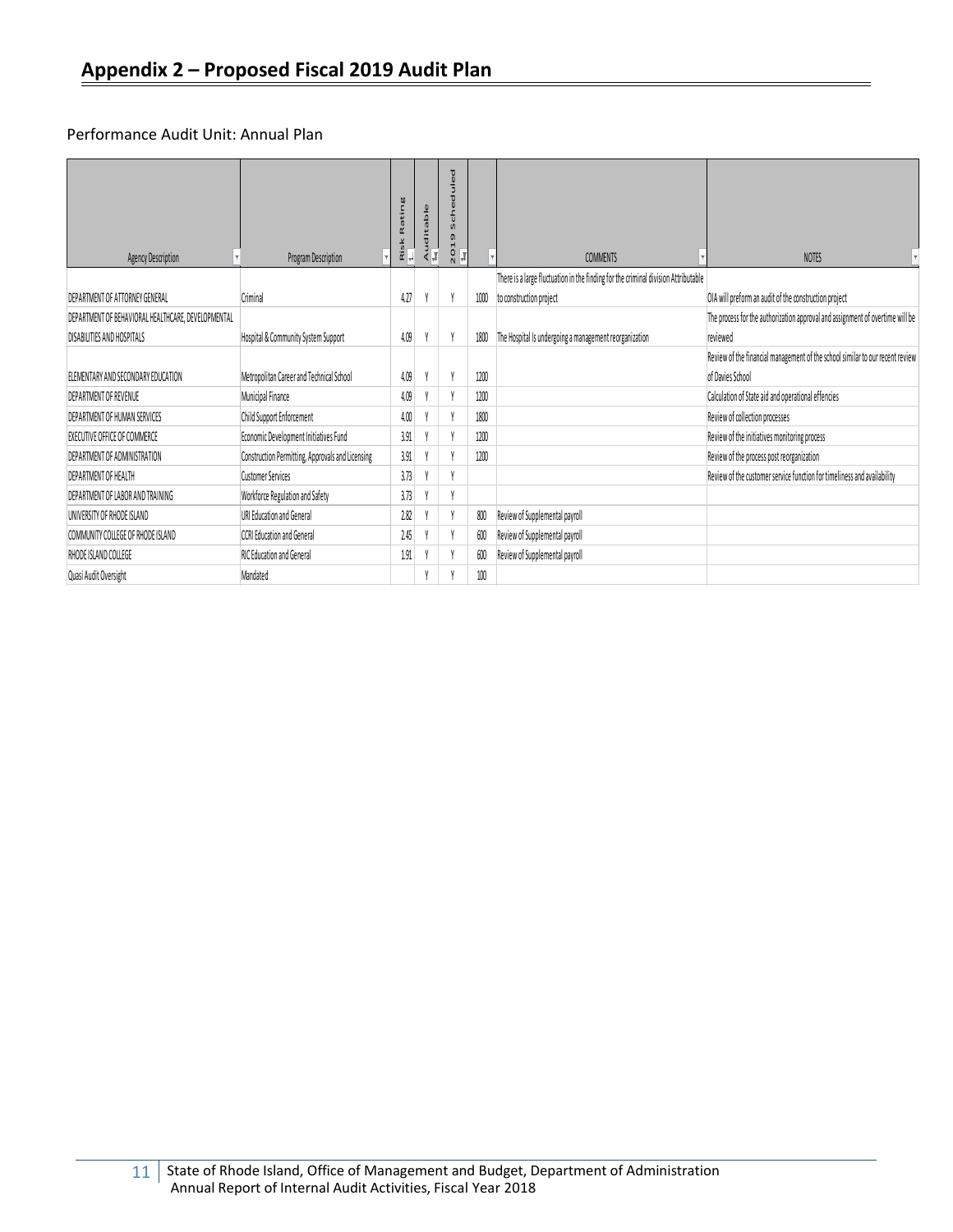## Appendix 2 – Proposed Fiscal 2019 Audit Plan

Performance Audit Unit: Annual Plan

| Agency Description | Program Description | Risk Rating | Auditable | 2019 Scheduled | | COMMENTS | NOTES |
|---|---|---|---|---|---|---|---|
| DEPARTMENT OF ATTORNEY GENERAL | Criminal | 4.27 | Y | Y | 1000 | There is a large fluctuation in the finding for the criminal division Attributable to construction project | OIA will preform an audit of the construction project |
| DEPARTMENT OF BEHAVIORAL HEALTHCARE, DEVELOPMENTAL DISABILITIES AND HOSPITALS | Hospital & Community System Support | 4.09 | Y | Y | 1800 | The Hospital Is undergoing a management reorganization | The process for the authorization approval and assignment of overtime will be reviewed |
| ELEMENTARY AND SECONDARY EDUCATION | Metropolitan Career and Technical School | 4.09 | Y | Y | 1200 | | Review of the financial management of the school similar to our recent review of Davies School |
| DEPARTMENT OF REVENUE | Municipal Finance | 4.09 | Y | Y | 1200 | | Calculation of State aid and operational effencies |
| DEPARTMENT OF HUMAN SERVICES | Child Support Enforcement | 4.00 | Y | Y | 1800 | | Review of collection processes |
| EXECUTIVE OFFICE OF COMMERCE | Economic Development Initiatives Fund | 3.91 | Y | Y | 1200 | | Review of the initiatives monitoring process |
| DEPARTMENT OF ADMINISTRATION | Construction Permitting, Approvals and Licensing | 3.91 | Y | Y | 1200 | | Review of the process post reorganization |
| DEPARTMENT OF HEALTH | Customer Services | 3.73 | Y | Y | | | Review of the customer service function for timeliness and availability |
| DEPARTMENT OF LABOR AND TRAINING | Workforce Regulation and Safety | 3.73 | Y | Y | | | |
| UNIVERSITY OF RHODE ISLAND | URI Education and General | 2.82 | Y | Y | 800 | Review of Supplemental payroll | |
| COMMUNITY COLLEGE OF RHODE ISLAND | CCRI Education and General | 2.45 | Y | Y | 600 | Review of Supplemental payroll | |
| RHODE ISLAND COLLEGE | RIC Education and General | 1.91 | Y | Y | 600 | Review of Supplemental payroll | |
| Quasi Audit Oversight | Mandated | | Y | Y | 100 | | |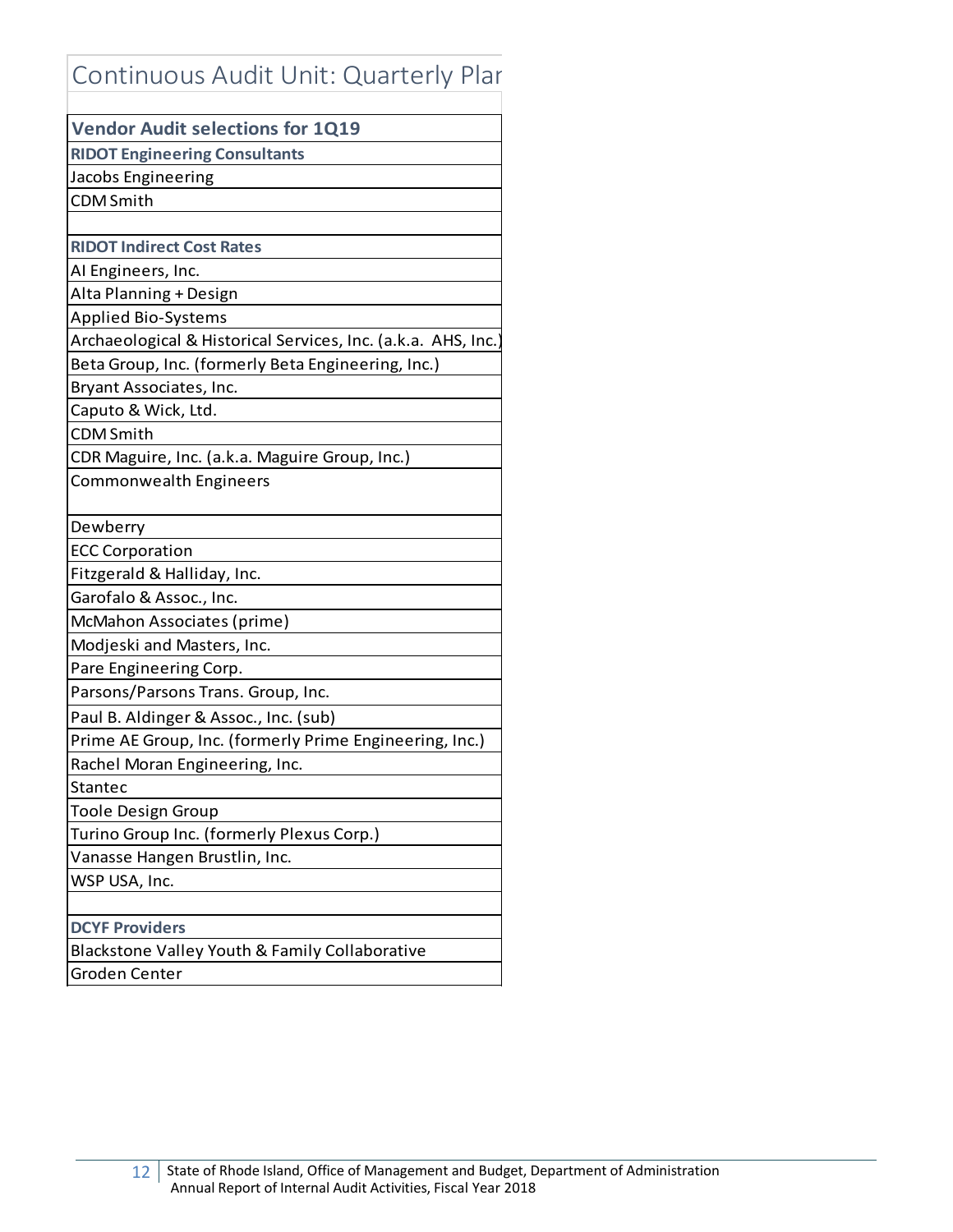# Continuous Audit Unit: Quarterly Plan

| Vendor Audit selections for 1Q19 |
|---|
| **RIDOT Engineering Consultants** |
| Jacobs Engineering |
| CDM Smith |
| |
| **RIDOT Indirect Cost Rates** |
| AI Engineers, Inc. |
| Alta Planning + Design |
| Applied Bio-Systems |
| Archaeological & Historical Services, Inc. (a.k.a. AHS, Inc.) |
| Beta Group, Inc. (formerly Beta Engineering, Inc.) |
| Bryant Associates, Inc. |
| Caputo & Wick, Ltd. |
| CDM Smith |
| CDR Maguire, Inc. (a.k.a. Maguire Group, Inc.) |
| Commonwealth Engineers |
| Dewberry |
| ECC Corporation |
| Fitzgerald & Halliday, Inc. |
| Garofalo & Assoc., Inc. |
| McMahon Associates (prime) |
| Modjeski and Masters, Inc. |
| Pare Engineering Corp. |
| Parsons/Parsons Trans. Group, Inc. |
| Paul B. Aldinger & Assoc., Inc. (sub) |
| Prime AE Group, Inc. (formerly Prime Engineering, Inc.) |
| Rachel Moran Engineering, Inc. |
| Stantec |
| Toole Design Group |
| Turino Group Inc. (formerly Plexus Corp.) |
| Vanasse Hangen Brustlin, Inc. |
| WSP USA, Inc. |
| |
| **DCYF Providers** |
| Blackstone Valley Youth & Family Collaborative |
| Groden Center |